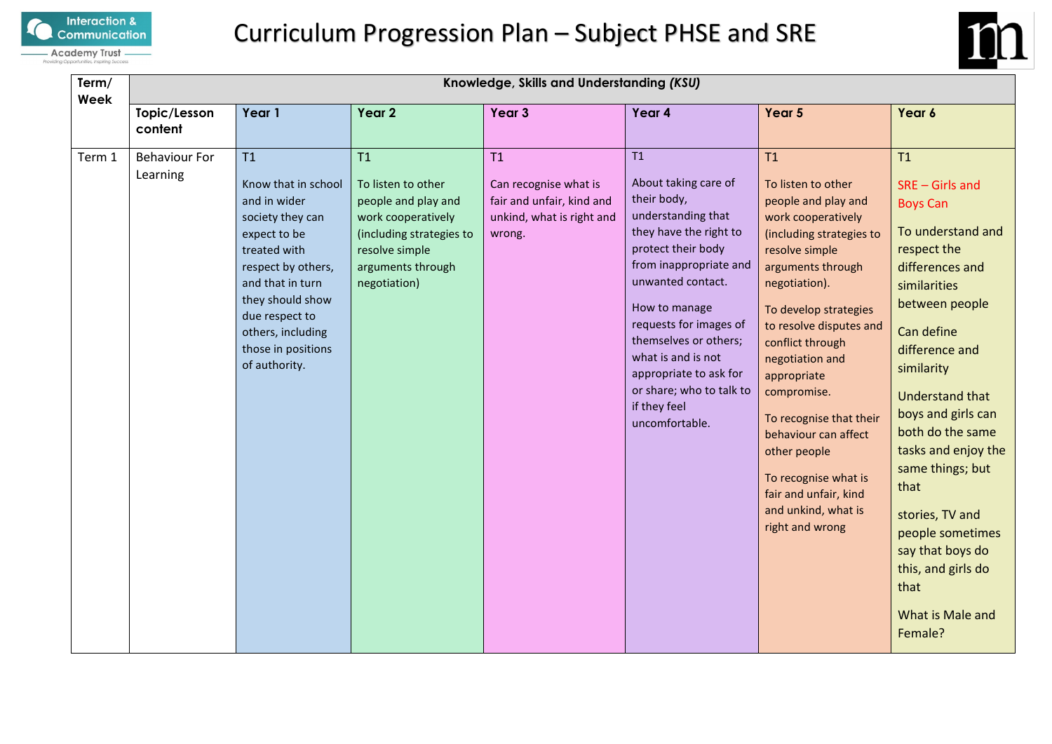# Curriculum Progression Plan – Subject PHSE and SRE

| Term/ Week | Knowledge, Skills and Understanding *(KSU)* | | | | | | |
|---|---|---|---|---|---|---|---|
| | **Topic/Lesson content** | **Year 1** | **Year 2** | **Year 3** | **Year 4** | **Year 5** | **Year 6** |
| Term 1 | Behaviour For Learning | T1<br><br>Know that in school and in wider society they can expect to be treated with respect by others, and that in turn they should show due respect to others, including those in positions of authority. | T1<br><br>To listen to other people and play and work cooperatively (including strategies to resolve simple arguments through negotiation) | T1<br><br>Can recognise what is fair and unfair, kind and unkind, what is right and wrong. | T1<br><br>About taking care of their body, understanding that they have the right to protect their body from inappropriate and unwanted contact.<br><br>How to manage requests for images of themselves or others; what is and is not appropriate to ask for or share; who to talk to if they feel uncomfortable. | T1<br><br>To listen to other people and play and work cooperatively (including strategies to resolve simple arguments through negotiation).<br><br>To develop strategies to resolve disputes and conflict through negotiation and appropriate compromise.<br><br>To recognise that their behaviour can affect other people<br><br>To recognise what is fair and unfair, kind and unkind, what is right and wrong | T1<br><br>SRE – Girls and Boys Can<br><br>To understand and respect the differences and similarities between people<br><br>Can define difference and similarity<br><br>Understand that boys and girls can both do the same tasks and enjoy the same things; but that<br><br>stories, TV and people sometimes say that boys do this, and girls do that<br><br>What is Male and Female? |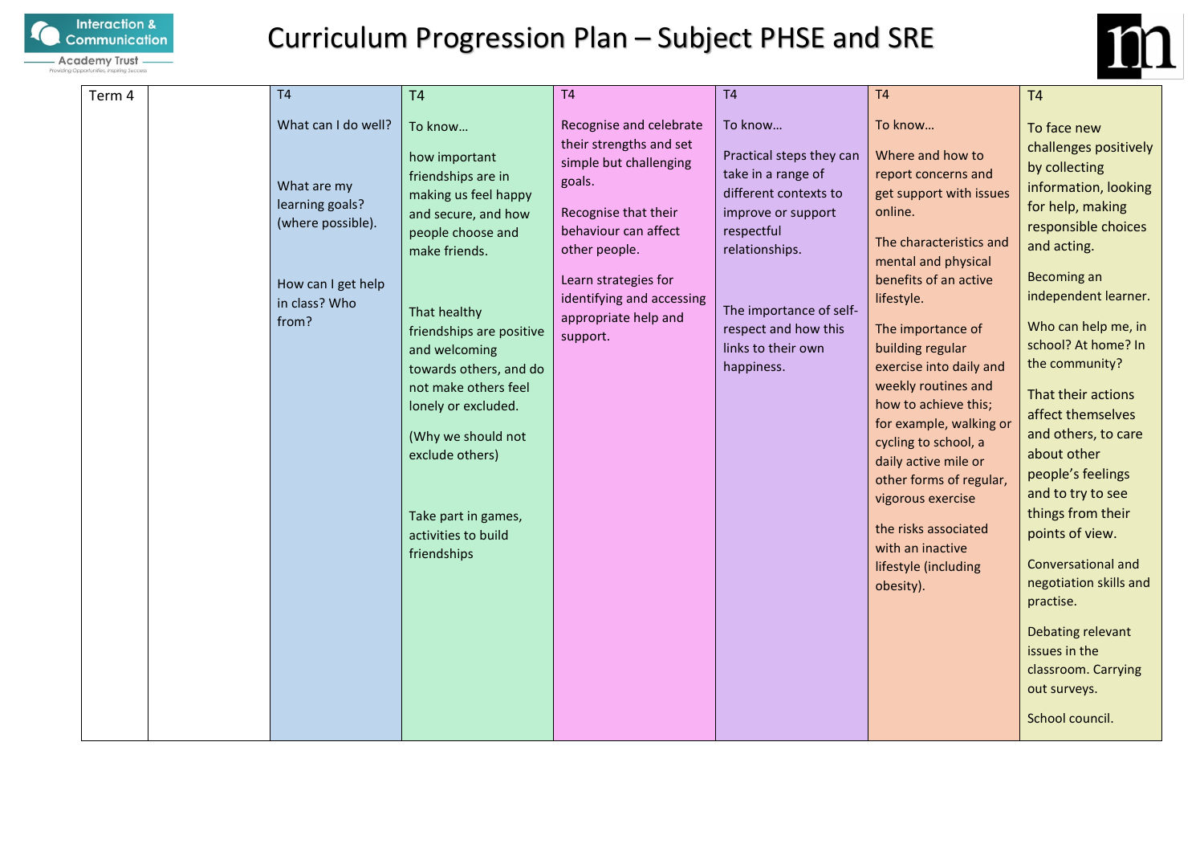# Curriculum Progression Plan – Subject PHSE and SRE

| Term 4 | | T4 | T4 | T4 | T4 | T4 | T4 |
|---|---|---|---|---|---|---|---|
| | | What can I do well?<br><br>What are my learning goals? (where possible).<br><br>How can I get help in class? Who from? | To know…<br><br>how important friendships are in making us feel happy and secure, and how people choose and make friends.<br><br>That healthy friendships are positive and welcoming towards others, and do not make others feel lonely or excluded.<br><br>(Why we should not exclude others)<br><br>Take part in games, activities to build friendships | Recognise and celebrate their strengths and set simple but challenging goals.<br><br>Recognise that their behaviour can affect other people.<br><br>Learn strategies for identifying and accessing appropriate help and support. | To know…<br><br>Practical steps they can take in a range of different contexts to improve or support respectful relationships.<br><br>The importance of self-respect and how this links to their own happiness. | To know…<br><br>Where and how to report concerns and get support with issues online.<br><br>The characteristics and mental and physical benefits of an active lifestyle.<br><br>The importance of building regular exercise into daily and weekly routines and how to achieve this; for example, walking or cycling to school, a daily active mile or other forms of regular, vigorous exercise<br><br>the risks associated with an inactive lifestyle (including obesity). | To face new challenges positively by collecting information, looking for help, making responsible choices and acting.<br><br>Becoming an independent learner.<br><br>Who can help me, in school? At home? In the community?<br><br>That their actions affect themselves and others, to care about other people's feelings and to try to see things from their points of view.<br><br>Conversational and negotiation skills and practise.<br><br>Debating relevant issues in the classroom. Carrying out surveys.<br><br>School council. |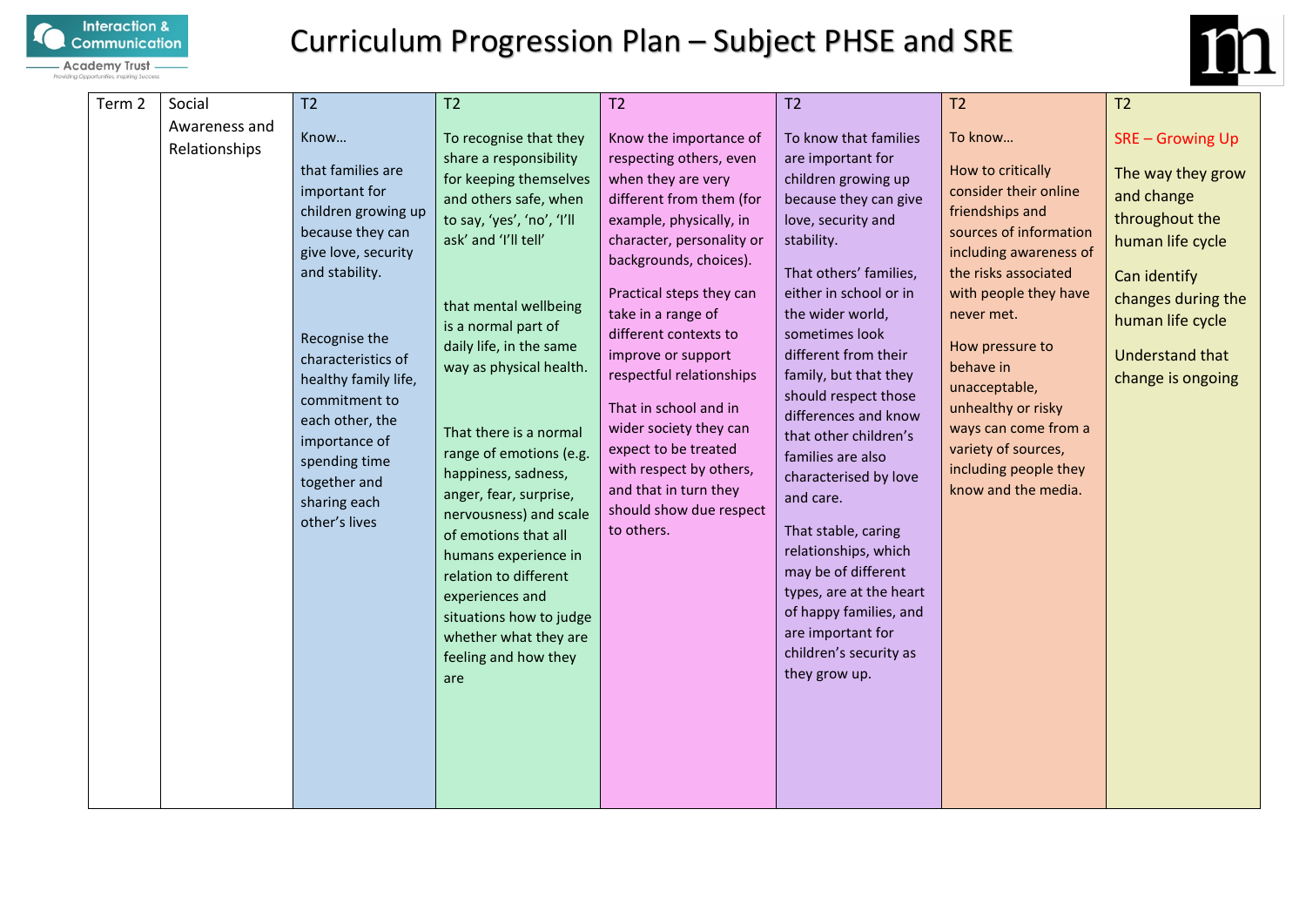# Curriculum Progression Plan – Subject PHSE and SRE

| Term 2 | Social Awareness and Relationships | T2<br><br>Know…<br><br>that families are important for children growing up because they can give love, security and stability.<br><br>Recognise the characteristics of healthy family life, commitment to each other, the importance of spending time together and sharing each other's lives | T2<br><br>To recognise that they share a responsibility for keeping themselves and others safe, when to say, 'yes', 'no', 'I'll ask' and 'I'll tell'<br><br>that mental wellbeing is a normal part of daily life, in the same way as physical health.<br><br>That there is a normal range of emotions (e.g. happiness, sadness, anger, fear, surprise, nervousness) and scale of emotions that all humans experience in relation to different experiences and situations how to judge whether what they are feeling and how they are | T2<br><br>Know the importance of respecting others, even when they are very different from them (for example, physically, in character, personality or backgrounds, choices).<br><br>Practical steps they can take in a range of different contexts to improve or support respectful relationships<br><br>That in school and in wider society they can expect to be treated with respect by others, and that in turn they should show due respect to others. | T2<br><br>To know that families are important for children growing up because they can give love, security and stability.<br><br>That others' families, either in school or in the wider world, sometimes look different from their family, but that they should respect those differences and know that other children's families are also characterised by love and care.<br><br>That stable, caring relationships, which may be of different types, are at the heart of happy families, and are important for children's security as they grow up. | T2<br><br>To know…<br><br>How to critically consider their online friendships and sources of information including awareness of the risks associated with people they have never met.<br><br>How pressure to behave in unacceptable, unhealthy or risky ways can come from a variety of sources, including people they know and the media. | T2<br><br>SRE – Growing Up<br><br>The way they grow and change throughout the human life cycle<br><br>Can identify changes during the human life cycle<br><br>Understand that change is ongoing |
|---|---|---|---|---|---|---|---|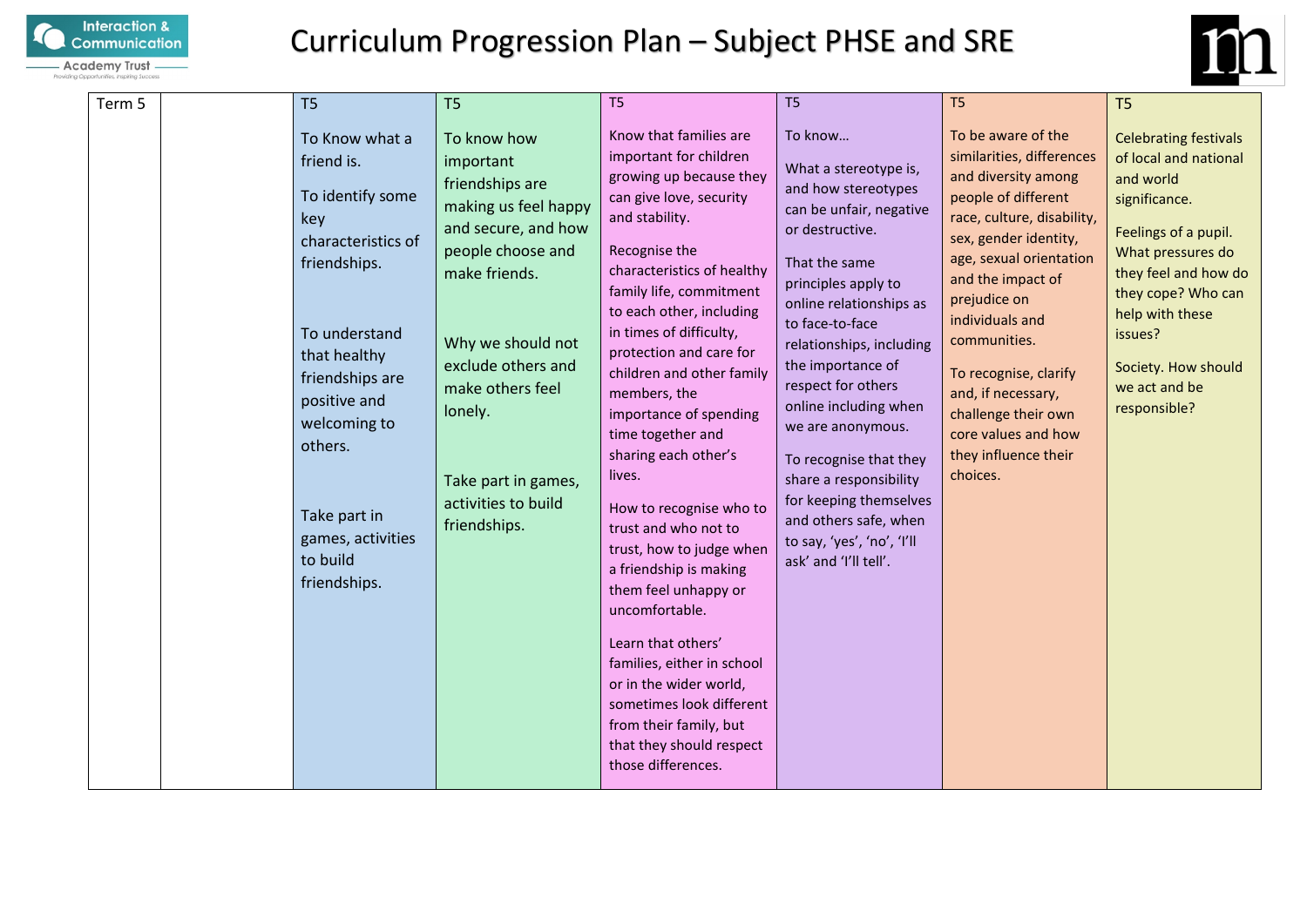# Curriculum Progression Plan – Subject PHSE and SRE

| Term 5 | | T5 | T5 | T5 | T5 | T5 | T5 |
|---|---|---|---|---|---|---|---|
| | | To Know what a friend is.<br><br>To identify some key characteristics of friendships.<br><br>To understand that healthy friendships are positive and welcoming to others.<br><br>Take part in games, activities to build friendships. | To know how important friendships are making us feel happy and secure, and how people choose and make friends.<br><br>Why we should not exclude others and make others feel lonely.<br><br>Take part in games, activities to build friendships. | Know that families are important for children growing up because they can give love, security and stability.<br><br>Recognise the characteristics of healthy family life, commitment to each other, including in times of difficulty, protection and care for children and other family members, the importance of spending time together and sharing each other's lives.<br><br>How to recognise who to trust and who not to trust, how to judge when a friendship is making them feel unhappy or uncomfortable.<br><br>Learn that others' families, either in school or in the wider world, sometimes look different from their family, but that they should respect those differences. | To know…<br><br>What a stereotype is, and how stereotypes can be unfair, negative or destructive.<br><br>That the same principles apply to online relationships as to face-to-face relationships, including the importance of respect for others online including when we are anonymous.<br><br>To recognise that they share a responsibility for keeping themselves and others safe, when to say, 'yes', 'no', 'I'll ask' and 'I'll tell'. | To be aware of the similarities, differences and diversity among people of different race, culture, disability, sex, gender identity, age, sexual orientation and the impact of prejudice on individuals and communities.<br><br>To recognise, clarify and, if necessary, challenge their own core values and how they influence their choices. | Celebrating festivals of local and national and world significance.<br><br>Feelings of a pupil. What pressures do they feel and how do they cope? Who can help with these issues?<br><br>Society. How should we act and be responsible? |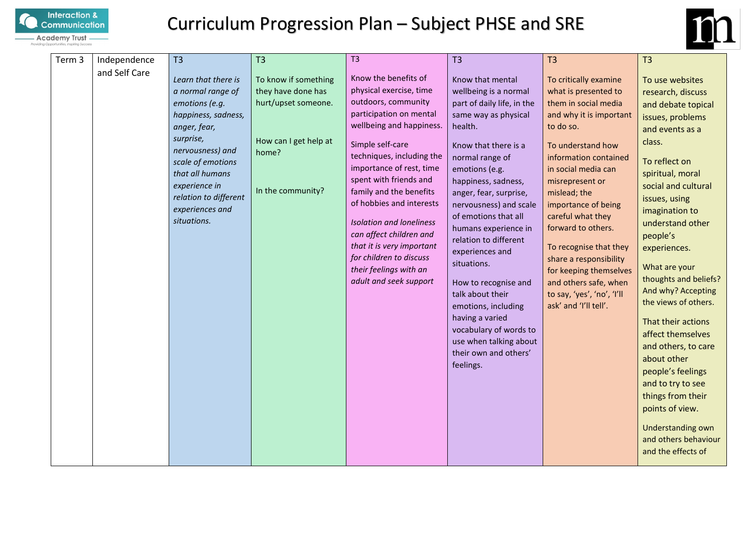# Curriculum Progression Plan – Subject PHSE and SRE

| Term 3 | Independence and Self Care | T3<br><br>*Learn that there is a normal range of emotions (e.g. happiness, sadness, anger, fear, surprise, nervousness) and scale of emotions that all humans experience in relation to different experiences and situations.* | T3<br><br>To know if something they have done has hurt/upset someone.<br><br>How can I get help at home?<br><br>In the community? | T3<br><br>Know the benefits of physical exercise, time outdoors, community participation on mental wellbeing and happiness.<br><br>Simple self-care techniques, including the importance of rest, time spent with friends and family and the benefits of hobbies and interests<br><br>*Isolation and loneliness can affect children and that it is very important for children to discuss their feelings with an adult and seek support* | T3<br><br>Know that mental wellbeing is a normal part of daily life, in the same way as physical health.<br><br>Know that there is a normal range of emotions (e.g. happiness, sadness, anger, fear, surprise, nervousness) and scale of emotions that all humans experience in relation to different experiences and situations.<br><br>How to recognise and talk about their emotions, including having a varied vocabulary of words to use when talking about their own and others' feelings. | T3<br><br>To critically examine what is presented to them in social media and why it is important to do so.<br><br>To understand how information contained in social media can misrepresent or mislead; the importance of being careful what they forward to others.<br><br>To recognise that they share a responsibility for keeping themselves and others safe, when to say, 'yes', 'no', 'I'll ask' and 'I'll tell'. | T3<br><br>To use websites research, discuss and debate topical issues, problems and events as a class.<br><br>To reflect on spiritual, moral social and cultural issues, using imagination to understand other people's experiences.<br><br>What are your thoughts and beliefs? And why? Accepting the views of others.<br><br>That their actions affect themselves and others, to care about other people's feelings and to try to see things from their points of view.<br><br>Understanding own and others behaviour and the effects of |
|---|---|---|---|---|---|---|---|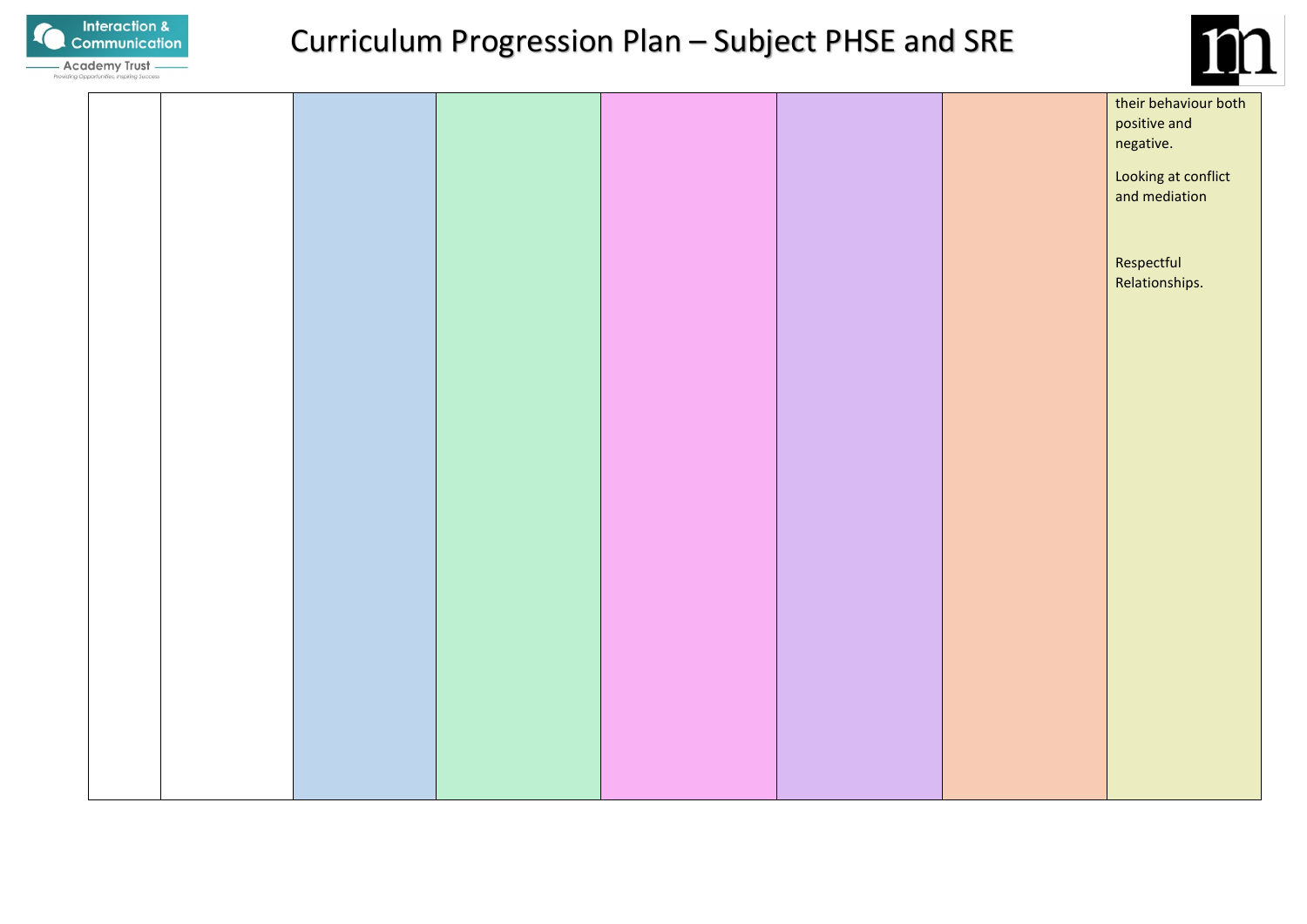# Curriculum Progression Plan – Subject PHSE and SRE

| | | | | | | | |
|---|---|---|---|---|---|---|---|
| | | | | | | | their behaviour both positive and negative.<br><br>Looking at conflict and mediation<br><br>Respectful Relationships. |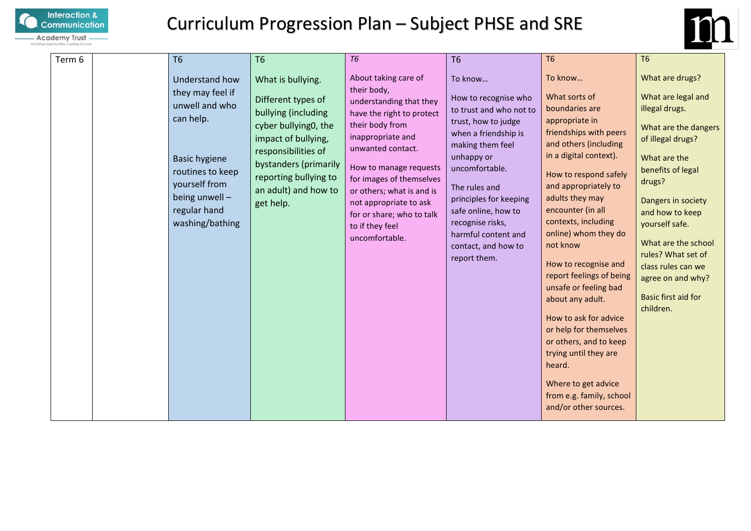# Curriculum Progression Plan – Subject PHSE and SRE

| Term 6 | | T6 | T6 | *T6* | T6 | T6 | T6 |
|---|---|---|---|---|---|---|---|
| | | Understand how they may feel if unwell and who can help.<br><br>Basic hygiene routines to keep yourself from being unwell – regular hand washing/bathing | What is bullying.<br><br>Different types of bullying (including cyber bullying0, the impact of bullying, responsibilities of bystanders (primarily reporting bullying to an adult) and how to get help. | About taking care of their body, understanding that they have the right to protect their body from inappropriate and unwanted contact.<br><br>How to manage requests for images of themselves or others; what is and is not appropriate to ask for or share; who to talk to if they feel uncomfortable. | To know…<br><br>How to recognise who to trust and who not to trust, how to judge when a friendship is making them feel unhappy or uncomfortable.<br><br>The rules and principles for keeping safe online, how to recognise risks, harmful content and contact, and how to report them. | To know…<br><br>What sorts of boundaries are appropriate in friendships with peers and others (including in a digital context).<br><br>How to respond safely and appropriately to adults they may encounter (in all contexts, including online) whom they do not know<br><br>How to recognise and report feelings of being unsafe or feeling bad about any adult.<br><br>How to ask for advice or help for themselves or others, and to keep trying until they are heard.<br><br>Where to get advice from e.g. family, school and/or other sources. | What are drugs?<br><br>What are legal and illegal drugs.<br><br>What are the dangers of illegal drugs?<br><br>What are the benefits of legal drugs?<br><br>Dangers in society and how to keep yourself safe.<br><br>What are the school rules? What set of class rules can we agree on and why?<br><br>Basic first aid for children. |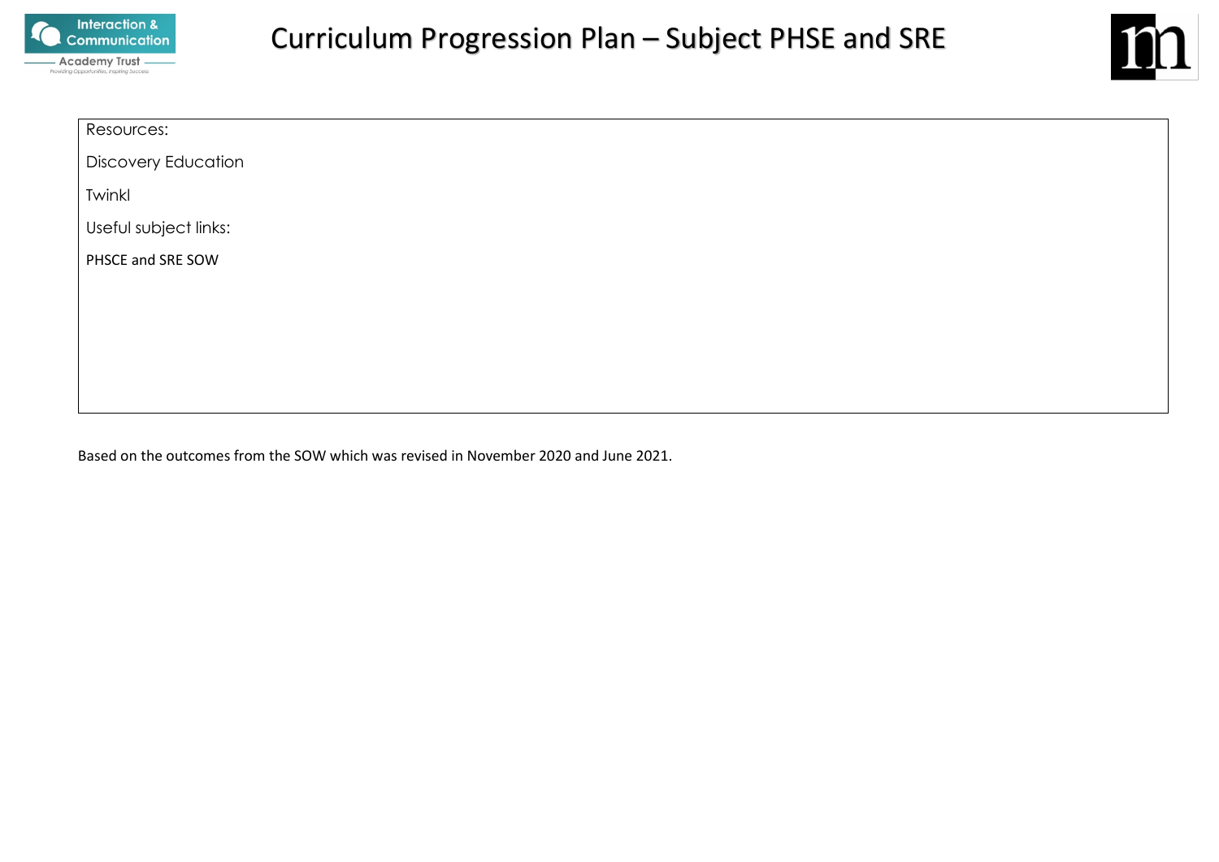Resources:

Discovery Education

Twinkl

Useful subject links:

PHSCE and SRE SOW

Based on the outcomes from the SOW which was revised in November 2020 and June 2021.